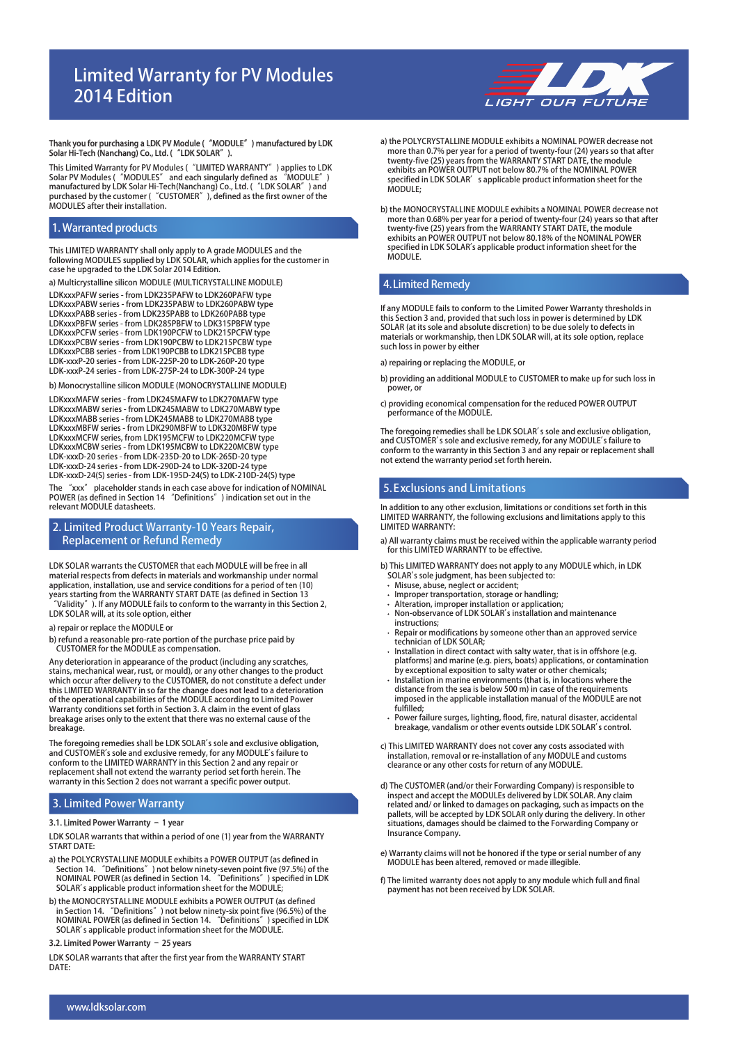# Limited Warranty for PV Modules 2014 Edition

LDK LIGHT OUR FUTURE

**Thank you for purchasing a LDK PV Module (“MODULE”) manufactured by LDK Solar Hi-Tech (Nanchang) Co., Ltd. (“LDK SOLAR”).**

This Limited Warranty for PV Modules (“LIMITED WARRANTY”) applies to LDK Solar PV Modules (“MODULES” and each singularly defined as “MODULE”) manufactured by LDK Solar Hi-Tech(Nanchang) Co., Ltd. (“LDK SOLAR”) and purchased by the customer (“CUSTOMER”), defined as the first owner of the MODULES after their installation.

## 1. Warranted products

This LIMITED WARRANTY shall only apply to A grade MODULES and the following MODULES supplied by LDK SOLAR, which applies for the customer in case he upgraded to the LDK Solar 2014 Edition.

a) Multicrystalline silicon MODULE (MULTICRYSTALLINE MODULE)

LDKxxxPAFW series - from LDK235PAFW to LDK260PAFW type
LDKxxxPABW series - from LDK235PABW to LDK260PABW type
LDKxxxPABB series - from LDK235PABB to LDK260PABB type
LDKxxxPBFW series - from LDK285PBFW to LDK315PBFW type
LDKxxxPCFW series - from LDK190PCFW to LDK215PCFW type
LDKxxxPCBW series - from LDK190PCBW to LDK215PCBW type
LDKxxxPCBB series - from LDK190PCBB to LDK215PCBB type
LDK-xxxP-20 series - from LDK-225P-20 to LDK-260P-20 type
LDK-xxxP-24 series - from LDK-275P-24 to LDK-300P-24 type

b) Monocrystalline silicon MODULE (MONOCRYSTALLINE MODULE)

LDKxxxMAFW series - from LDK245MAFW to LDK270MAFW type
LDKxxxMABW series - from LDK245MABW to LDK270MABW type
LDKxxxMABB series - from LDK245MABB to LDK270MABB type
LDKxxxMBFW series - from LDK290MBFW to LDK320MBFW type
LDKxxxMCFW series, from LDK195MCFW to LDK220MCFW type
LDKxxxMCBW series - from LDK195MCBW to LDK220MCBW type
LDK-xxxD-20 series - from LDK-235D-20 to LDK-265D-20 type
LDK-xxxD-24 series - from LDK-290D-24 to LDK-320D-24 type
LDK-xxxD-24(S) series - from LDK-195D-24(S) to LDK-210D-24(S) type

The “xxx” placeholder stands in each case above for indication of NOMINAL POWER (as defined in Section 14 “Definitions”) indication set out in the relevant MODULE datasheets.

## 2. Limited Product Warranty-10 Years Repair, Replacement or Refund Remedy

LDK SOLAR warrants the CUSTOMER that each MODULE will be free in all material respects from defects in materials and workmanship under normal application, installation, use and service conditions for a period of ten (10) years starting from the WARRANTY START DATE (as defined in Section 13 “Validity”). If any MODULE fails to conform to the warranty in this Section 2, LDK SOLAR will, at its sole option, either

a) repair or replace the MODULE or

b) refund a reasonable pro-rate portion of the purchase price paid by CUSTOMER for the MODULE as compensation.

Any deterioration in appearance of the product (including any scratches, stains, mechanical wear, rust, or mould), or any other changes to the product which occur after delivery to the CUSTOMER, do not constitute a defect under this LIMITED WARRANTY in so far the change does not lead to a deterioration of the operational capabilities of the MODULE according to Limited Power Warranty conditions set forth in Section 3. A claim in the event of glass breakage arises only to the extent that there was no external cause of the breakage.

The foregoing remedies shall be LDK SOLAR’s sole and exclusive obligation, and CUSTOMER’s sole and exclusive remedy, for any MODULE’s failure to conform to the LIMITED WARRANTY in this Section 2 and any repair or replacement shall not extend the warranty period set forth herein. The warranty in this Section 2 does not warrant a specific power output.

## 3. Limited Power Warranty

**3.1. Limited Power Warranty – 1 year**

LDK SOLAR warrants that within a period of one (1) year from the WARRANTY START DATE:

a) the POLYCRYSTALLINE MODULE exhibits a POWER OUTPUT (as defined in Section 14. “Definitions”) not below ninety-seven point five (97.5%) of the NOMINAL POWER (as defined in Section 14. “Definitions”) specified in LDK SOLAR’s applicable product information sheet for the MODULE;

b) the MONOCRYSTALLINE MODULE exhibits a POWER OUTPUT (as defined in Section 14. “Definitions”) not below ninety-six point five (96.5%) of the NOMINAL POWER (as defined in Section 14. “Definitions”) specified in LDK SOLAR’s applicable product information sheet for the MODULE.

**3.2. Limited Power Warranty – 25 years**

LDK SOLAR warrants that after the first year from the WARRANTY START DATE:

a) the POLYCRYSTALLINE MODULE exhibits a NOMINAL POWER decrease not more than 0.7% per year for a period of twenty-four (24) years so that after twenty-five (25) years from the WARRANTY START DATE, the module exhibits an POWER OUTPUT not below 80.7% of the NOMINAL POWER specified in LDK SOLAR’s applicable product information sheet for the MODULE;

b) the MONOCRYSTALLINE MODULE exhibits a NOMINAL POWER decrease not more than 0.68% per year for a period of twenty-four (24) years so that after twenty-five (25) years from the WARRANTY START DATE, the module exhibits an POWER OUTPUT not below 80.18% of the NOMINAL POWER specified in LDK SOLAR’s applicable product information sheet for the MODULE.

## 4. Limited Remedy

If any MODULE fails to conform to the Limited Power Warranty thresholds in this Section 3 and, provided that such loss in power is determined by LDK SOLAR (at its sole and absolute discretion) to be due solely to defects in materials or workmanship, then LDK SOLAR will, at its sole option, replace such loss in power by either

a) repairing or replacing the MODULE, or

b) providing an additional MODULE to CUSTOMER to make up for such loss in power, or

c) providing economical compensation for the reduced POWER OUTPUT performance of the MODULE.

The foregoing remedies shall be LDK SOLAR’s sole and exclusive obligation, and CUSTOMER’s sole and exclusive remedy, for any MODULE’s failure to conform to the warranty in this Section 3 and any repair or replacement shall not extend the warranty period set forth herein.

## 5. Exclusions and Limitations

In addition to any other exclusion, limitations or conditions set forth in this LIMITED WARRANTY, the following exclusions and limitations apply to this LIMITED WARRANTY:

a) All warranty claims must be received within the applicable warranty period for this LIMITED WARRANTY to be effective.

b) This LIMITED WARRANTY does not apply to any MODULE which, in LDK SOLAR’s sole judgment, has been subjected to:

- Misuse, abuse, neglect or accident;
- Improper transportation, storage or handling;
- Alteration, improper installation or application;
- Non-observance of LDK SOLAR’s installation and maintenance instructions;
- Repair or modifications by someone other than an approved service technician of LDK SOLAR;
- Installation in direct contact with salty water, that is in offshore (e.g. platforms) and marine (e.g. piers, boats) applications, or contamination by exceptional exposition to salty water or other chemicals;
- Installation in marine environments (that is, in locations where the distance from the sea is below 500 m) in case of the requirements imposed in the applicable installation manual of the MODULE are not fulfilled;
- Power failure surges, lighting, flood, fire, natural disaster, accidental breakage, vandalism or other events outside LDK SOLAR’s control.

c) This LIMITED WARRANTY does not cover any costs associated with installation, removal or re-installation of any MODULE and customs clearance or any other costs for return of any MODULE.

d) The CUSTOMER (and/or their Forwarding Company) is responsible to inspect and accept the MODULEs delivered by LDK SOLAR. Any claim related and/ or linked to damages on packaging, such as impacts on the pallets, will be accepted by LDK SOLAR only during the delivery. In other situations, damages should be claimed to the Forwarding Company or Insurance Company.

e) Warranty claims will not be honored if the type or serial number of any MODULE has been altered, removed or made illegible.

f) The limited warranty does not apply to any module which full and final payment has not been received by LDK SOLAR.

www.ldksolar.com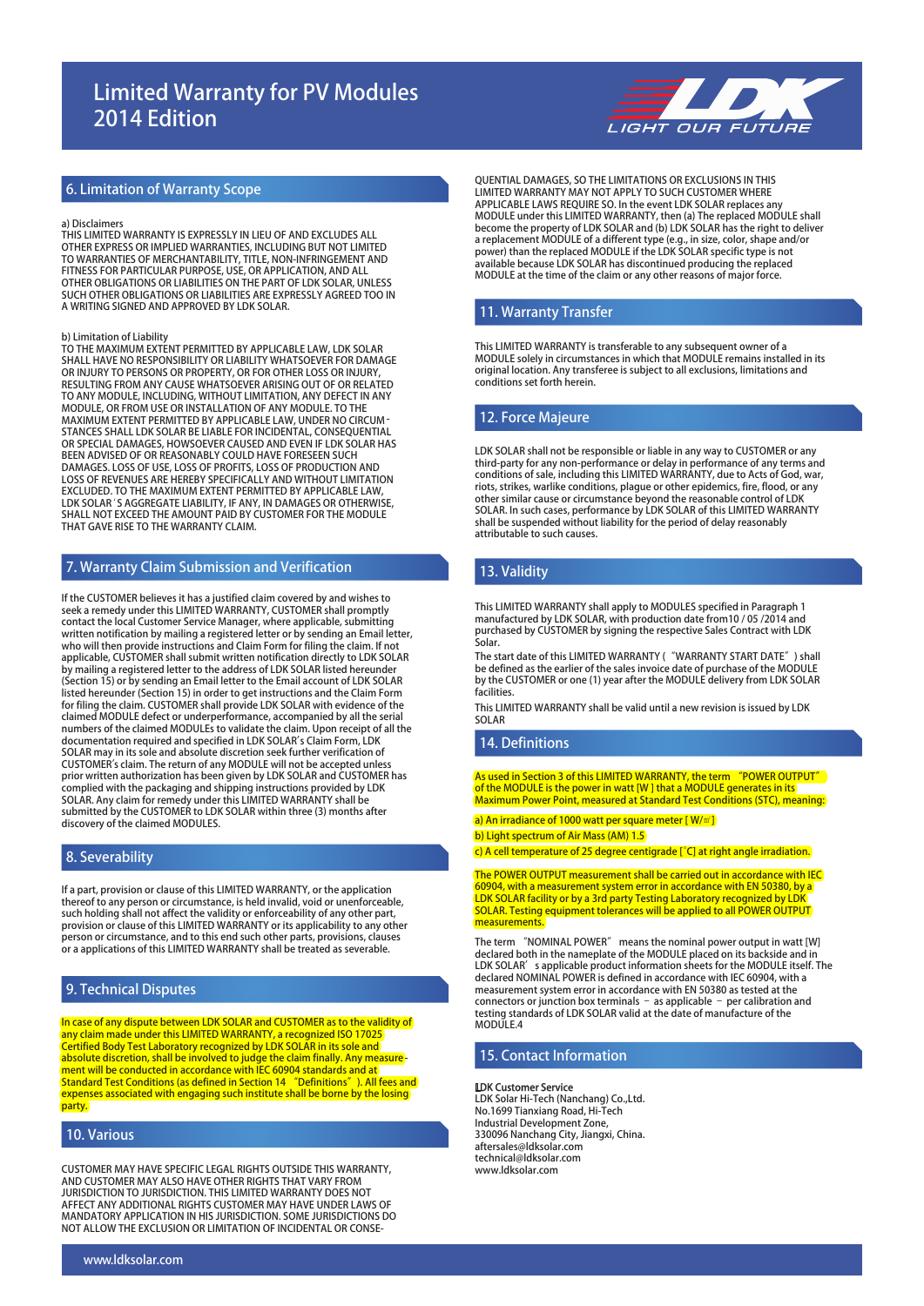# Limited Warranty for PV Modules 2014 Edition

## 6. Limitation of Warranty Scope

a) Disclaimers
THIS LIMITED WARRANTY IS EXPRESSLY IN LIEU OF AND EXCLUDES ALL OTHER EXPRESS OR IMPLIED WARRANTIES, INCLUDING BUT NOT LIMITED TO WARRANTIES OF MERCHANTABILITY, TITLE, NON-INFRINGEMENT AND FITNESS FOR PARTICULAR PURPOSE, USE, OR APPLICATION, AND ALL OTHER OBLIGATIONS OR LIABILITIES ON THE PART OF LDK SOLAR, UNLESS SUCH OTHER OBLIGATIONS OR LIABILITIES ARE EXPRESSLY AGREED TOO IN A WRITING SIGNED AND APPROVED BY LDK SOLAR.

b) Limitation of Liability
TO THE MAXIMUM EXTENT PERMITTED BY APPLICABLE LAW, LDK SOLAR SHALL HAVE NO RESPONSIBILITY OR LIABILITY WHATSOEVER FOR DAMAGE OR INJURY TO PERSONS OR PROPERTY, OR FOR OTHER LOSS OR INJURY, RESULTING FROM ANY CAUSE WHATSOEVER ARISING OUT OF OR RELATED TO ANY MODULE, INCLUDING, WITHOUT LIMITATION, ANY DEFECT IN ANY MODULE, OR FROM USE OR INSTALLATION OF ANY MODULE. TO THE MAXIMUM EXTENT PERMITTED BY APPLICABLE LAW, UNDER NO CIRCUM-STANCES SHALL LDK SOLAR BE LIABLE FOR INCIDENTAL, CONSEQUENTIAL OR SPECIAL DAMAGES, HOWSOEVER CAUSED AND EVEN IF LDK SOLAR HAS BEEN ADVISED OF OR REASONABLY COULD HAVE FORESEEN SUCH DAMAGES. LOSS OF USE, LOSS OF PROFITS, LOSS OF PRODUCTION AND LOSS OF REVENUES ARE HEREBY SPECIFICALLY AND WITHOUT LIMITATION EXCLUDED. TO THE MAXIMUM EXTENT PERMITTED BY APPLICABLE LAW, LDK SOLAR'S AGGREGATE LIABILITY, IF ANY, IN DAMAGES OR OTHERWISE, SHALL NOT EXCEED THE AMOUNT PAID BY CUSTOMER FOR THE MODULE THAT GAVE RISE TO THE WARRANTY CLAIM.

## 7. Warranty Claim Submission and Verification

If the CUSTOMER believes it has a justified claim covered by and wishes to seek a remedy under this LIMITED WARRANTY, CUSTOMER shall promptly contact the local Customer Service Manager, where applicable, submitting written notification by mailing a registered letter or by sending an Email letter, who will then provide instructions and Claim Form for filing the claim. If not applicable, CUSTOMER shall submit written notification directly to LDK SOLAR by mailing a registered letter to the address of LDK SOLAR listed hereunder (Section 15) or by sending an Email letter to the Email account of LDK SOLAR listed hereunder (Section 15) in order to get instructions and the Claim Form for filing the claim. CUSTOMER shall provide LDK SOLAR with evidence of the claimed MODULE defect or underperformance, accompanied by all the serial numbers of the claimed MODULEs to validate the claim. Upon receipt of all the documentation required and specified in LDK SOLAR's Claim Form, LDK SOLAR may in its sole and absolute discretion seek further verification of CUSTOMER's claim. The return of any MODULE will not be accepted unless prior written authorization has been given by LDK SOLAR and CUSTOMER has complied with the packaging and shipping instructions provided by LDK SOLAR. Any claim for remedy under this LIMITED WARRANTY shall be submitted by the CUSTOMER to LDK SOLAR within three (3) months after discovery of the claimed MODULES.

## 8. Severability

If a part, provision or clause of this LIMITED WARRANTY, or the application thereof to any person or circumstance, is held invalid, void or unenforceable, such holding shall not affect the validity or enforceability of any other part, provision or clause of this LIMITED WARRANTY or its applicability to any other person or circumstance, and to this end such other parts, provisions, clauses or a applications of this LIMITED WARRANTY shall be treated as severable.

## 9. Technical Disputes

In case of any dispute between LDK SOLAR and CUSTOMER as to the validity of any claim made under this LIMITED WARRANTY, a recognized ISO 17025 Certified Body Test Laboratory recognized by LDK SOLAR in its sole and absolute discretion, shall be involved to judge the claim finally. Any measurement will be conducted in accordance with IEC 60904 standards and at Standard Test Conditions (as defined in Section 14 "Definitions"). All fees and expenses associated with engaging such institute shall be borne by the losing party.

## 10. Various

CUSTOMER MAY HAVE SPECIFIC LEGAL RIGHTS OUTSIDE THIS WARRANTY, AND CUSTOMER MAY ALSO HAVE OTHER RIGHTS THAT VARY FROM JURISDICTION TO JURISDICTION. THIS LIMITED WARRANTY DOES NOT AFFECT ANY ADDITIONAL RIGHTS CUSTOMER MAY HAVE UNDER LAWS OF MANDATORY APPLICATION IN HIS JURISDICTION. SOME JURISDICTIONS DO NOT ALLOW THE EXCLUSION OR LIMITATION OF INCIDENTAL OR CONSEQUENTIAL DAMAGES, SO THE LIMITATIONS OR EXCLUSIONS IN THIS LIMITED WARRANTY MAY NOT APPLY TO SUCH CUSTOMER WHERE APPLICABLE LAWS REQUIRE SO. In the event LDK SOLAR replaces any MODULE under this LIMITED WARRANTY, then (a) The replaced MODULE shall become the property of LDK SOLAR and (b) LDK SOLAR has the right to deliver a replacement MODULE of a different type (e.g., in size, color, shape and/or power) than the replaced MODULE if the LDK SOLAR specific type is not available because LDK SOLAR has discontinued producing the replaced MODULE at the time of the claim or any other reasons of major force.

## 11. Warranty Transfer

This LIMITED WARRANTY is transferable to any subsequent owner of a MODULE solely in circumstances in which that MODULE remains installed in its original location. Any transferee is subject to all exclusions, limitations and conditions set forth herein.

## 12. Force Majeure

LDK SOLAR shall not be responsible or liable in any way to CUSTOMER or any third-party for any non-performance or delay in performance of any terms and conditions of sale, including this LIMITED WARRANTY, due to Acts of God, war, riots, strikes, warlike conditions, plague or other epidemics, fire, flood, or any other similar cause or circumstance beyond the reasonable control of LDK SOLAR. In such cases, performance by LDK SOLAR of this LIMITED WARRANTY shall be suspended without liability for the period of delay reasonably attributable to such causes.

## 13. Validity

This LIMITED WARRANTY shall apply to MODULES specified in Paragraph 1 manufactured by LDK SOLAR, with production date from10 / 05 /2014 and purchased by CUSTOMER by signing the respective Sales Contract with LDK Solar.

The start date of this LIMITED WARRANTY ("WARRANTY START DATE") shall be defined as the earlier of the sales invoice date of purchase of the MODULE by the CUSTOMER or one (1) year after the MODULE delivery from LDK SOLAR facilities.

This LIMITED WARRANTY shall be valid until a new revision is issued by LDK SOLAR

## 14. Definitions

As used in Section 3 of this LIMITED WARRANTY, the term "POWER OUTPUT" of the MODULE is the power in watt [W] that a MODULE generates in its Maximum Power Point, measured at Standard Test Conditions (STC), meaning:

a) An irradiance of 1000 watt per square meter [ W/㎡]

b) Light spectrum of Air Mass (AM) 1.5

c) A cell temperature of 25 degree centigrade [℃] at right angle irradiation.

The POWER OUTPUT measurement shall be carried out in accordance with IEC 60904, with a measurement system error in accordance with EN 50380, by a LDK SOLAR facility or by a 3rd party Testing Laboratory recognized by LDK SOLAR. Testing equipment tolerances will be applied to all POWER OUTPUT measurements.

The term "NOMINAL POWER" means the nominal power output in watt [W] declared both in the nameplate of the MODULE placed on its backside and in LDK SOLAR's applicable product information sheets for the MODULE itself. The declared NOMINAL POWER is defined in accordance with IEC 60904, with a measurement system error in accordance with EN 50380 as tested at the connectors or junction box terminals – as applicable – per calibration and testing standards of LDK SOLAR valid at the date of manufacture of the MODULE.4

## 15. Contact Information

**LDK Customer Service**
LDK Solar Hi-Tech (Nanchang) Co.,Ltd.
No.1699 Tianxiang Road, Hi-Tech
Industrial Development Zone,
330096 Nanchang City, Jiangxi, China.
aftersales@ldksolar.com
technical@ldksolar.com
www.ldksolar.com